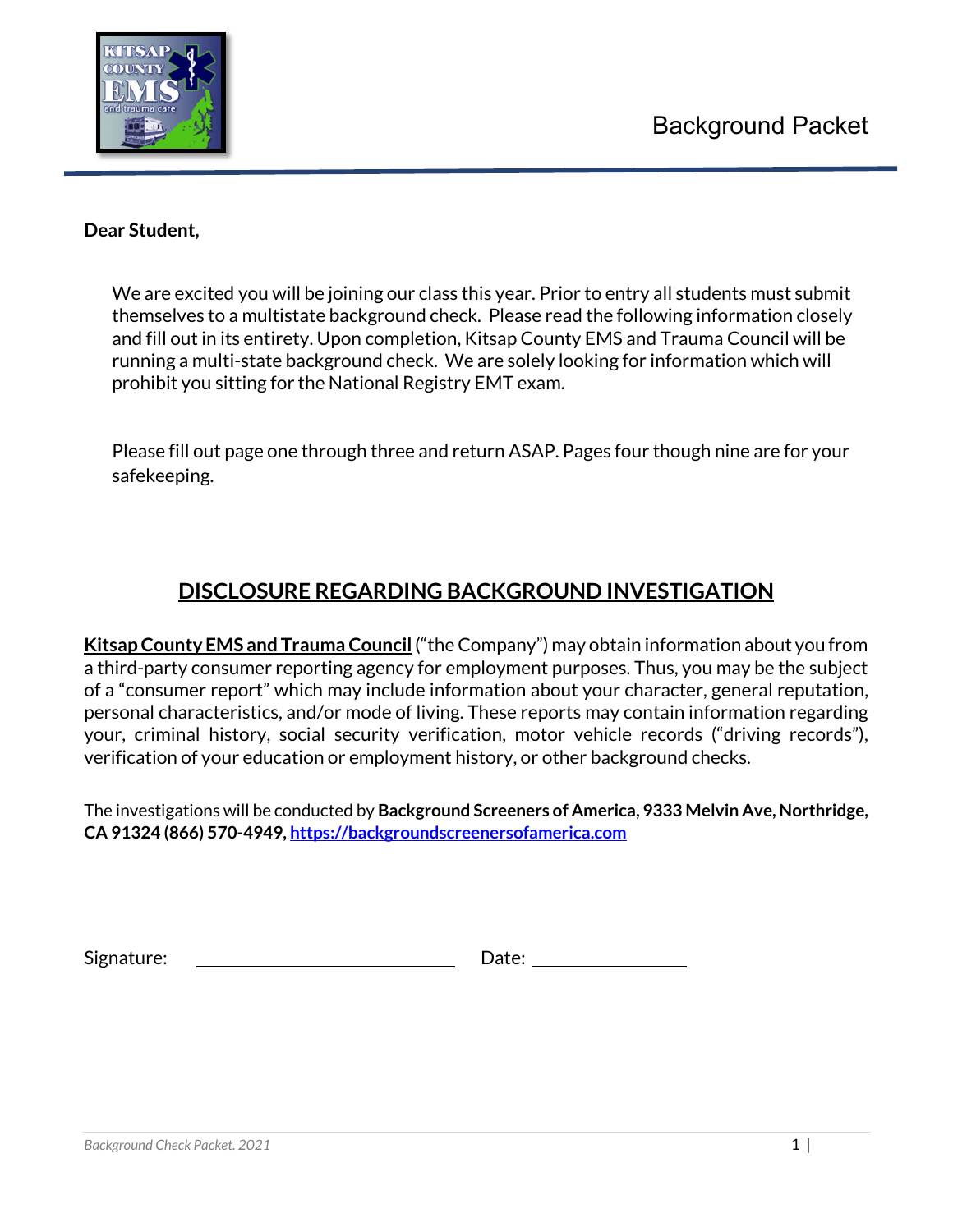# Background Packet

**Dear Student,**

We are excited you will be joining our class this year. Prior to entry all students must submit themselves to a multistate background check. Please read the following information closely and fill out in its entirety. Upon completion, Kitsap County EMS and Trauma Council will be running a multi-state background check. We are solely looking for information which will prohibit you sitting for the National Registry EMT exam.

Please fill out page one through three and return ASAP. Pages four though nine are for your safekeeping.

## DISCLOSURE REGARDING BACKGROUND INVESTIGATION

**Kitsap County EMS and Trauma Council** ("the Company") may obtain information about you from a third-party consumer reporting agency for employment purposes. Thus, you may be the subject of a "consumer report" which may include information about your character, general reputation, personal characteristics, and/or mode of living. These reports may contain information regarding your, criminal history, social security verification, motor vehicle records ("driving records"), verification of your education or employment history, or other background checks.

The investigations will be conducted by **Background Screeners of America, 9333 Melvin Ave, Northridge, CA 91324 (866) 570-4949, https://backgroundscreenersofamerica.com**

Signature: ______________________ Date: ______________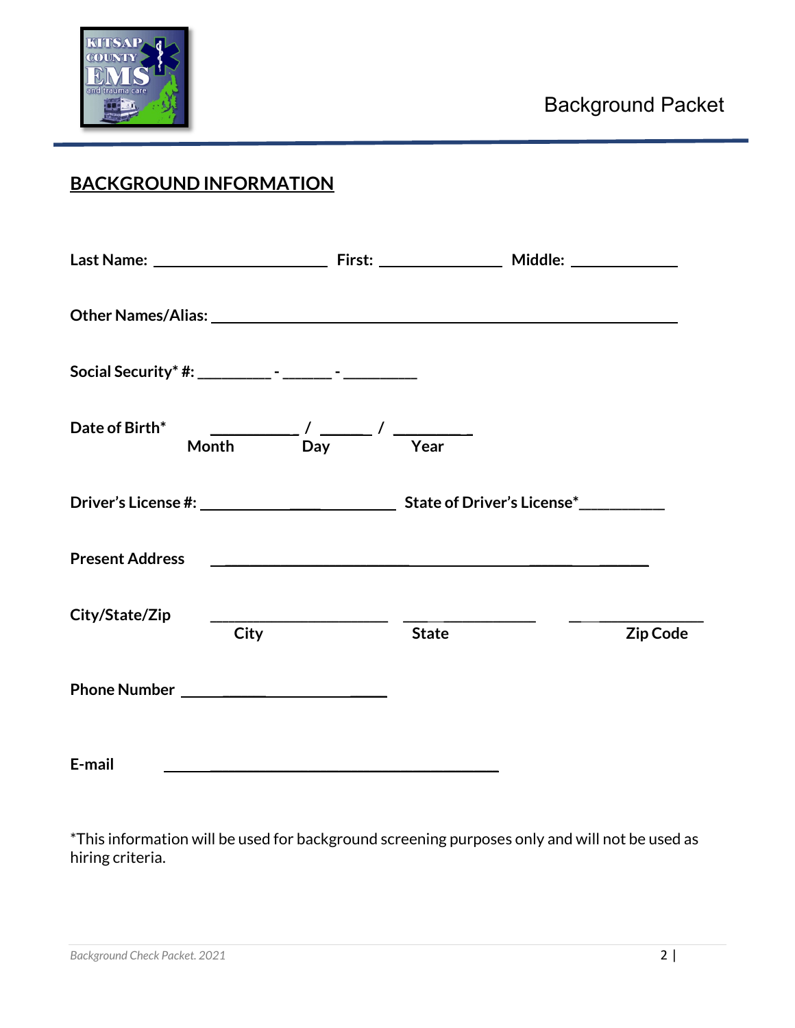## BACKGROUND INFORMATION

**Last Name:** ______________________ **First:** ________________ **Middle:** _____________

**Other Names/Alias:** ____________________________________________________________

**Social Security* #:** _________ - ______ - _________

**Date of Birth*** ___________ / ______ / _________
**Month** **Day** **Year**

**Driver's License #:** _________________________ **State of Driver's License***__________

**Present Address** ________________________________________________________

**City/State/Zip** ______________________ _________________ _________________
**City** **State** **Zip Code**

**Phone Number** __________________________

**E-mail** ___________________________________________

*This information will be used for background screening purposes only and will not be used as hiring criteria.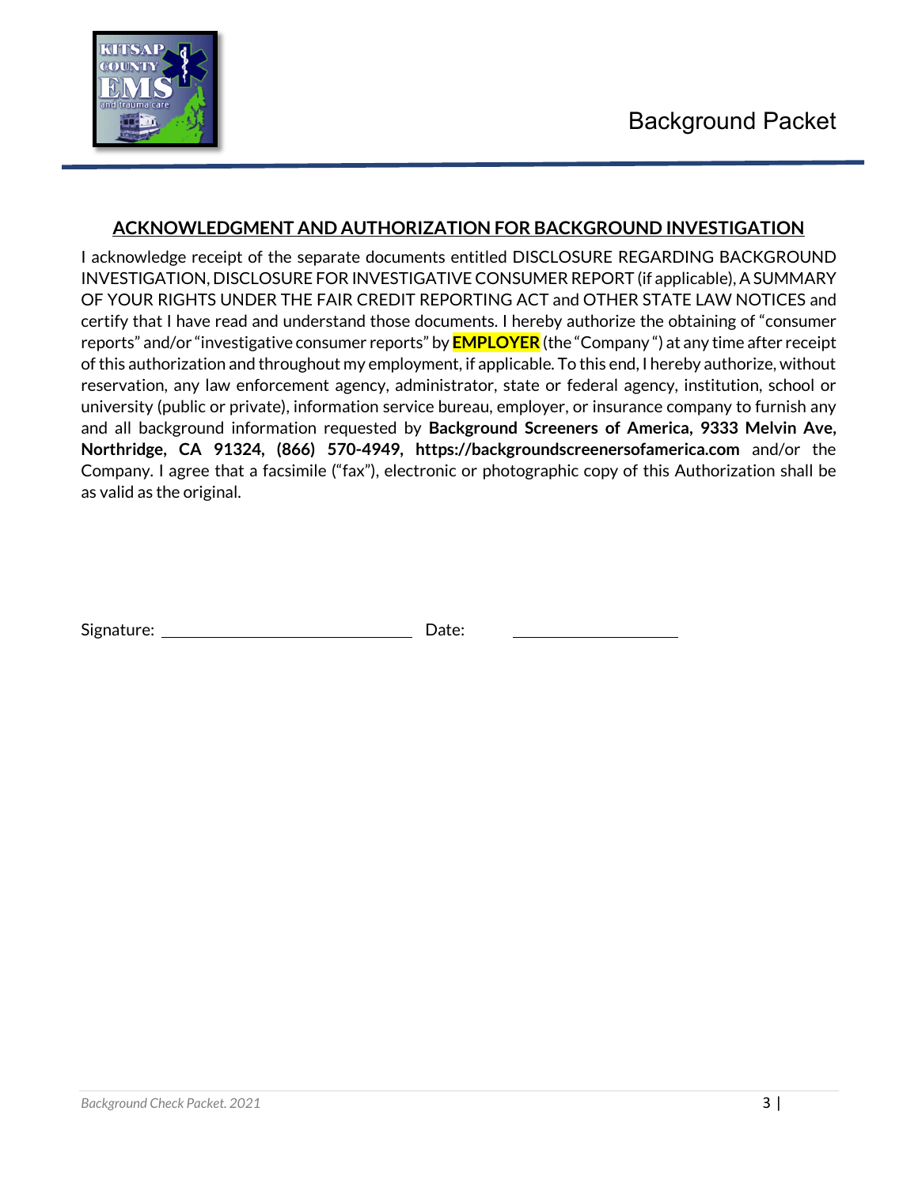## ACKNOWLEDGMENT AND AUTHORIZATION FOR BACKGROUND INVESTIGATION

I acknowledge receipt of the separate documents entitled DISCLOSURE REGARDING BACKGROUND INVESTIGATION, DISCLOSURE FOR INVESTIGATIVE CONSUMER REPORT (if applicable), A SUMMARY OF YOUR RIGHTS UNDER THE FAIR CREDIT REPORTING ACT and OTHER STATE LAW NOTICES and certify that I have read and understand those documents. I hereby authorize the obtaining of "consumer reports" and/or "investigative consumer reports" by **EMPLOYER** (the "Company") at any time after receipt of this authorization and throughout my employment, if applicable. To this end, I hereby authorize, without reservation, any law enforcement agency, administrator, state or federal agency, institution, school or university (public or private), information service bureau, employer, or insurance company to furnish any and all background information requested by **Background Screeners of America, 9333 Melvin Ave, Northridge, CA 91324, (866) 570-4949, https://backgroundscreenersofamerica.com** and/or the Company. I agree that a facsimile ("fax"), electronic or photographic copy of this Authorization shall be as valid as the original.

Signature: ______________________________ Date: ____________________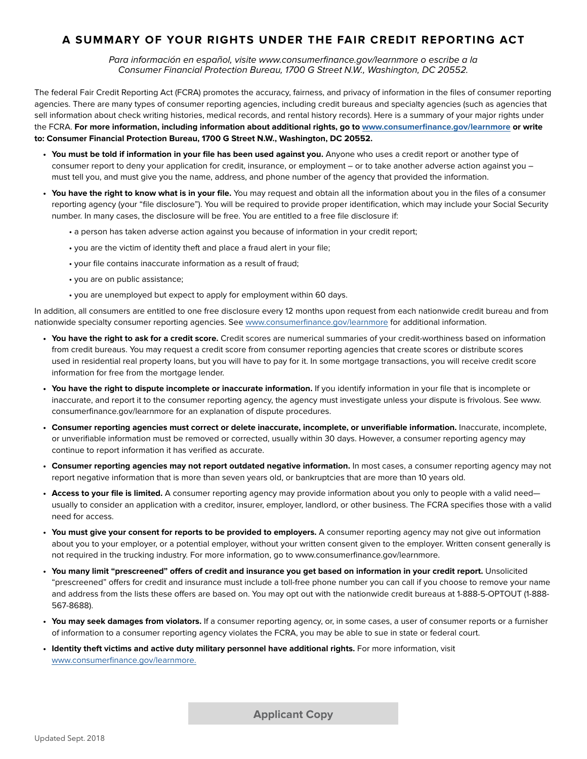# A SUMMARY OF YOUR RIGHTS UNDER THE FAIR CREDIT REPORTING ACT

*Para información en español, visite www.consumerfinance.gov/learnmore o escribe a la Consumer Financial Protection Bureau, 1700 G Street N.W., Washington, DC 20552.*

The federal Fair Credit Reporting Act (FCRA) promotes the accuracy, fairness, and privacy of information in the files of consumer reporting agencies. There are many types of consumer reporting agencies, including credit bureaus and specialty agencies (such as agencies that sell information about check writing histories, medical records, and rental history records). Here is a summary of your major rights under the FCRA. **For more information, including information about additional rights, go to www.consumerfinance.gov/learnmore or write to: Consumer Financial Protection Bureau, 1700 G Street N.W., Washington, DC 20552.**

- **You must be told if information in your file has been used against you.** Anyone who uses a credit report or another type of consumer report to deny your application for credit, insurance, or employment – or to take another adverse action against you – must tell you, and must give you the name, address, and phone number of the agency that provided the information.
- **You have the right to know what is in your file.** You may request and obtain all the information about you in the files of a consumer reporting agency (your "file disclosure"). You will be required to provide proper identification, which may include your Social Security number. In many cases, the disclosure will be free. You are entitled to a free file disclosure if:
  - a person has taken adverse action against you because of information in your credit report;
  - you are the victim of identity theft and place a fraud alert in your file;
  - your file contains inaccurate information as a result of fraud;
  - you are on public assistance;
  - you are unemployed but expect to apply for employment within 60 days.

In addition, all consumers are entitled to one free disclosure every 12 months upon request from each nationwide credit bureau and from nationwide specialty consumer reporting agencies. See www.consumerfinance.gov/learnmore for additional information.

- **You have the right to ask for a credit score.** Credit scores are numerical summaries of your credit-worthiness based on information from credit bureaus. You may request a credit score from consumer reporting agencies that create scores or distribute scores used in residential real property loans, but you will have to pay for it. In some mortgage transactions, you will receive credit score information for free from the mortgage lender.
- **You have the right to dispute incomplete or inaccurate information.** If you identify information in your file that is incomplete or inaccurate, and report it to the consumer reporting agency, the agency must investigate unless your dispute is frivolous. See www.consumerfinance.gov/learnmore for an explanation of dispute procedures.
- **Consumer reporting agencies must correct or delete inaccurate, incomplete, or unverifiable information.** Inaccurate, incomplete, or unverifiable information must be removed or corrected, usually within 30 days. However, a consumer reporting agency may continue to report information it has verified as accurate.
- **Consumer reporting agencies may not report outdated negative information.** In most cases, a consumer reporting agency may not report negative information that is more than seven years old, or bankruptcies that are more than 10 years old.
- **Access to your file is limited.** A consumer reporting agency may provide information about you only to people with a valid need—usually to consider an application with a creditor, insurer, employer, landlord, or other business. The FCRA specifies those with a valid need for access.
- **You must give your consent for reports to be provided to employers.** A consumer reporting agency may not give out information about you to your employer, or a potential employer, without your written consent given to the employer. Written consent generally is not required in the trucking industry. For more information, go to www.consumerfinance.gov/learnmore.
- **You many limit "prescreened" offers of credit and insurance you get based on information in your credit report.** Unsolicited "prescreened" offers for credit and insurance must include a toll-free phone number you can call if you choose to remove your name and address from the lists these offers are based on. You may opt out with the nationwide credit bureaus at 1-888-5-OPTOUT (1-888-567-8688).
- **You may seek damages from violators.** If a consumer reporting agency, or, in some cases, a user of consumer reports or a furnisher of information to a consumer reporting agency violates the FCRA, you may be able to sue in state or federal court.
- **Identity theft victims and active duty military personnel have additional rights.** For more information, visit www.consumerfinance.gov/learnmore.

**Applicant Copy**

Updated Sept. 2018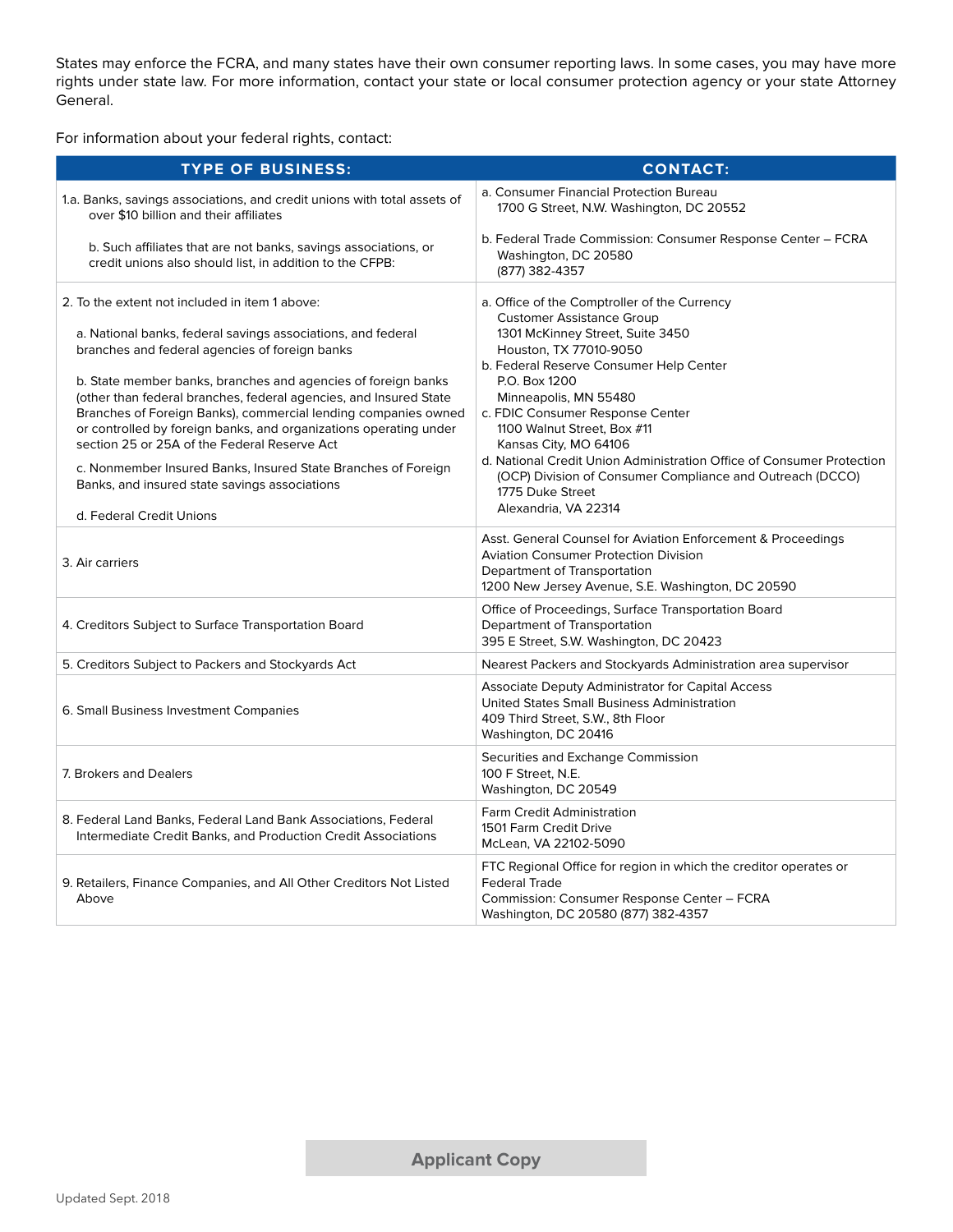States may enforce the FCRA, and many states have their own consumer reporting laws. In some cases, you may have more rights under state law. For more information, contact your state or local consumer protection agency or your state Attorney General.

For information about your federal rights, contact:

| TYPE OF BUSINESS: | CONTACT: |
|---|---|
| 1.a. Banks, savings associations, and credit unions with total assets of over $10 billion and their affiliates<br><br>b. Such affiliates that are not banks, savings associations, or credit unions also should list, in addition to the CFPB: | a. Consumer Financial Protection Bureau<br>1700 G Street, N.W. Washington, DC 20552<br><br>b. Federal Trade Commission: Consumer Response Center – FCRA<br>Washington, DC 20580<br>(877) 382-4357 |
| 2. To the extent not included in item 1 above:<br><br>a. National banks, federal savings associations, and federal branches and federal agencies of foreign banks<br><br>b. State member banks, branches and agencies of foreign banks (other than federal branches, federal agencies, and Insured State Branches of Foreign Banks), commercial lending companies owned or controlled by foreign banks, and organizations operating under section 25 or 25A of the Federal Reserve Act<br><br>c. Nonmember Insured Banks, Insured State Branches of Foreign Banks, and insured state savings associations<br><br>d. Federal Credit Unions | a. Office of the Comptroller of the Currency<br>Customer Assistance Group<br>1301 McKinney Street, Suite 3450<br>Houston, TX 77010-9050<br>b. Federal Reserve Consumer Help Center<br>P.O. Box 1200<br>Minneapolis, MN 55480<br>c. FDIC Consumer Response Center<br>1100 Walnut Street, Box #11<br>Kansas City, MO 64106<br>d. National Credit Union Administration Office of Consumer Protection (OCP) Division of Consumer Compliance and Outreach (DCCO)<br>1775 Duke Street<br>Alexandria, VA 22314 |
| 3. Air carriers | Asst. General Counsel for Aviation Enforcement & Proceedings<br>Aviation Consumer Protection Division<br>Department of Transportation<br>1200 New Jersey Avenue, S.E. Washington, DC 20590 |
| 4. Creditors Subject to Surface Transportation Board | Office of Proceedings, Surface Transportation Board<br>Department of Transportation<br>395 E Street, S.W. Washington, DC 20423 |
| 5. Creditors Subject to Packers and Stockyards Act | Nearest Packers and Stockyards Administration area supervisor |
| 6. Small Business Investment Companies | Associate Deputy Administrator for Capital Access<br>United States Small Business Administration<br>409 Third Street, S.W., 8th Floor<br>Washington, DC 20416 |
| 7. Brokers and Dealers | Securities and Exchange Commission<br>100 F Street, N.E.<br>Washington, DC 20549 |
| 8. Federal Land Banks, Federal Land Bank Associations, Federal Intermediate Credit Banks, and Production Credit Associations | Farm Credit Administration<br>1501 Farm Credit Drive<br>McLean, VA 22102-5090 |
| 9. Retailers, Finance Companies, and All Other Creditors Not Listed Above | FTC Regional Office for region in which the creditor operates or Federal Trade<br>Commission: Consumer Response Center – FCRA<br>Washington, DC 20580 (877) 382-4357 |

**Applicant Copy**

Updated Sept. 2018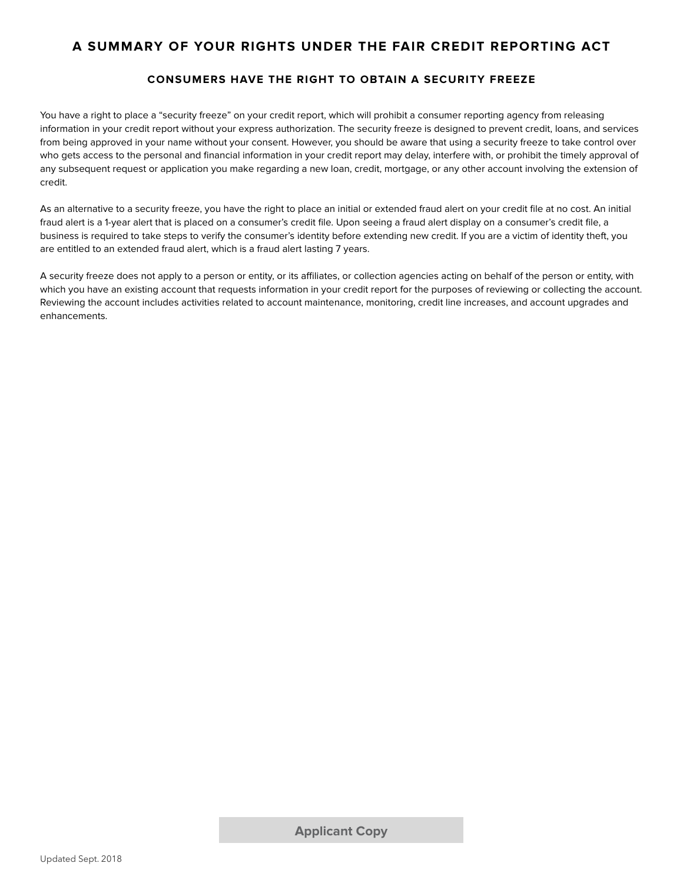# A SUMMARY OF YOUR RIGHTS UNDER THE FAIR CREDIT REPORTING ACT

## CONSUMERS HAVE THE RIGHT TO OBTAIN A SECURITY FREEZE

You have a right to place a "security freeze" on your credit report, which will prohibit a consumer reporting agency from releasing information in your credit report without your express authorization. The security freeze is designed to prevent credit, loans, and services from being approved in your name without your consent. However, you should be aware that using a security freeze to take control over who gets access to the personal and financial information in your credit report may delay, interfere with, or prohibit the timely approval of any subsequent request or application you make regarding a new loan, credit, mortgage, or any other account involving the extension of credit.

As an alternative to a security freeze, you have the right to place an initial or extended fraud alert on your credit file at no cost. An initial fraud alert is a 1-year alert that is placed on a consumer's credit file. Upon seeing a fraud alert display on a consumer's credit file, a business is required to take steps to verify the consumer's identity before extending new credit. If you are a victim of identity theft, you are entitled to an extended fraud alert, which is a fraud alert lasting 7 years.

A security freeze does not apply to a person or entity, or its affiliates, or collection agencies acting on behalf of the person or entity, with which you have an existing account that requests information in your credit report for the purposes of reviewing or collecting the account. Reviewing the account includes activities related to account maintenance, monitoring, credit line increases, and account upgrades and enhancements.

**Applicant Copy**

Updated Sept. 2018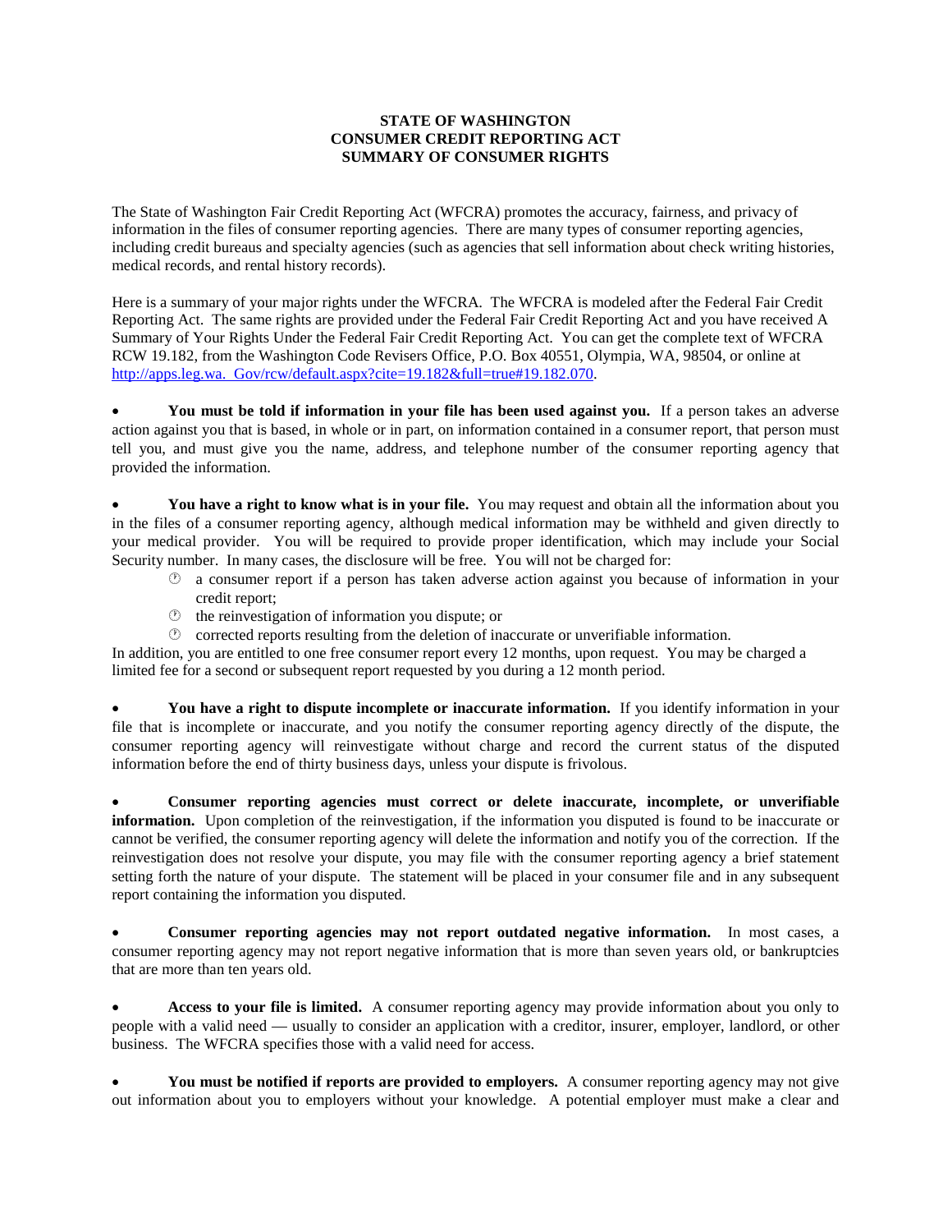**STATE OF WASHINGTON**
**CONSUMER CREDIT REPORTING ACT**
**SUMMARY OF CONSUMER RIGHTS**

The State of Washington Fair Credit Reporting Act (WFCRA) promotes the accuracy, fairness, and privacy of information in the files of consumer reporting agencies. There are many types of consumer reporting agencies, including credit bureaus and specialty agencies (such as agencies that sell information about check writing histories, medical records, and rental history records).

Here is a summary of your major rights under the WFCRA. The WFCRA is modeled after the Federal Fair Credit Reporting Act. The same rights are provided under the Federal Fair Credit Reporting Act and you have received A Summary of Your Rights Under the Federal Fair Credit Reporting Act. You can get the complete text of WFCRA RCW 19.182, from the Washington Code Revisers Office, P.O. Box 40551, Olympia, WA, 98504, or online at http://apps.leg.wa. Gov/rcw/default.aspx?cite=19.182&full=true#19.182.070.

- **You must be told if information in your file has been used against you.** If a person takes an adverse action against you that is based, in whole or in part, on information contained in a consumer report, that person must tell you, and must give you the name, address, and telephone number of the consumer reporting agency that provided the information.

- **You have a right to know what is in your file.** You may request and obtain all the information about you in the files of a consumer reporting agency, although medical information may be withheld and given directly to your medical provider. You will be required to provide proper identification, which may include your Social Security number. In many cases, the disclosure will be free. You will not be charged for:
  - a consumer report if a person has taken adverse action against you because of information in your credit report;
  - the reinvestigation of information you dispute; or
  - corrected reports resulting from the deletion of inaccurate or unverifiable information.

In addition, you are entitled to one free consumer report every 12 months, upon request. You may be charged a limited fee for a second or subsequent report requested by you during a 12 month period.

- **You have a right to dispute incomplete or inaccurate information.** If you identify information in your file that is incomplete or inaccurate, and you notify the consumer reporting agency directly of the dispute, the consumer reporting agency will reinvestigate without charge and record the current status of the disputed information before the end of thirty business days, unless your dispute is frivolous.

- **Consumer reporting agencies must correct or delete inaccurate, incomplete, or unverifiable information.** Upon completion of the reinvestigation, if the information you disputed is found to be inaccurate or cannot be verified, the consumer reporting agency will delete the information and notify you of the correction. If the reinvestigation does not resolve your dispute, you may file with the consumer reporting agency a brief statement setting forth the nature of your dispute. The statement will be placed in your consumer file and in any subsequent report containing the information you disputed.

- **Consumer reporting agencies may not report outdated negative information.** In most cases, a consumer reporting agency may not report negative information that is more than seven years old, or bankruptcies that are more than ten years old.

- **Access to your file is limited.** A consumer reporting agency may provide information about you only to people with a valid need — usually to consider an application with a creditor, insurer, employer, landlord, or other business. The WFCRA specifies those with a valid need for access.

- **You must be notified if reports are provided to employers.** A consumer reporting agency may not give out information about you to employers without your knowledge. A potential employer must make a clear and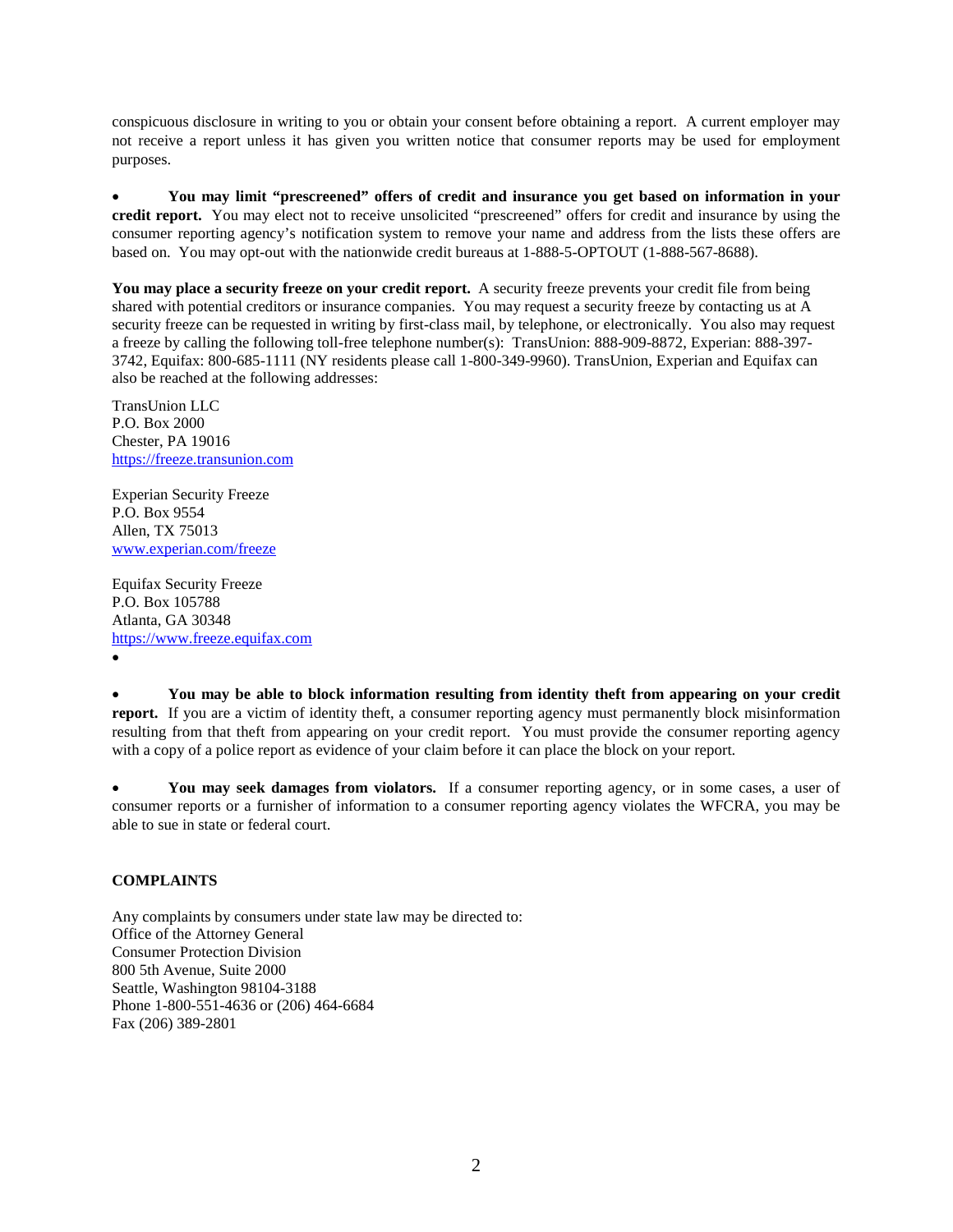conspicuous disclosure in writing to you or obtain your consent before obtaining a report. A current employer may not receive a report unless it has given you written notice that consumer reports may be used for employment purposes.

- **You may limit "prescreened" offers of credit and insurance you get based on information in your credit report.** You may elect not to receive unsolicited "prescreened" offers for credit and insurance by using the consumer reporting agency's notification system to remove your name and address from the lists these offers are based on. You may opt-out with the nationwide credit bureaus at 1-888-5-OPTOUT (1-888-567-8688).

**You may place a security freeze on your credit report.** A security freeze prevents your credit file from being shared with potential creditors or insurance companies. You may request a security freeze by contacting us at A security freeze can be requested in writing by first-class mail, by telephone, or electronically. You also may request a freeze by calling the following toll-free telephone number(s): TransUnion: 888-909-8872, Experian: 888-397-3742, Equifax: 800-685-1111 (NY residents please call 1-800-349-9960). TransUnion, Experian and Equifax can also be reached at the following addresses:

TransUnion LLC
P.O. Box 2000
Chester, PA 19016
https://freeze.transunion.com

Experian Security Freeze
P.O. Box 9554
Allen, TX 75013
www.experian.com/freeze

Equifax Security Freeze
P.O. Box 105788
Atlanta, GA 30348
https://www.freeze.equifax.com

- **You may be able to block information resulting from identity theft from appearing on your credit report.** If you are a victim of identity theft, a consumer reporting agency must permanently block misinformation resulting from that theft from appearing on your credit report. You must provide the consumer reporting agency with a copy of a police report as evidence of your claim before it can place the block on your report.

- **You may seek damages from violators.** If a consumer reporting agency, or in some cases, a user of consumer reports or a furnisher of information to a consumer reporting agency violates the WFCRA, you may be able to sue in state or federal court.

**COMPLAINTS**

Any complaints by consumers under state law may be directed to:
Office of the Attorney General
Consumer Protection Division
800 5th Avenue, Suite 2000
Seattle, Washington 98104-3188
Phone 1-800-551-4636 or (206) 464-6684
Fax (206) 389-2801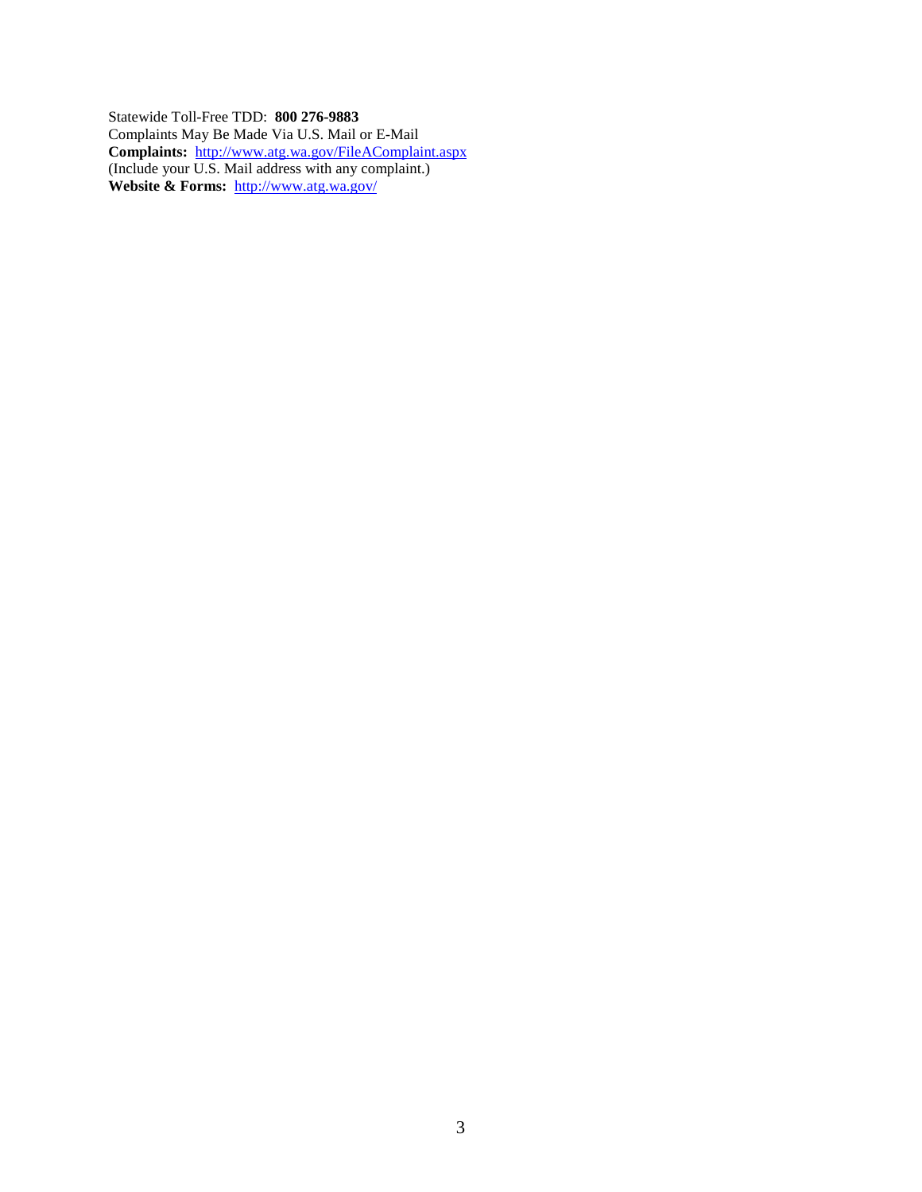Statewide Toll-Free TDD: **800 276-9883**
Complaints May Be Made Via U.S. Mail or E-Mail
**Complaints:** http://www.atg.wa.gov/FileAComplaint.aspx
(Include your U.S. Mail address with any complaint.)
**Website & Forms:** http://www.atg.wa.gov/